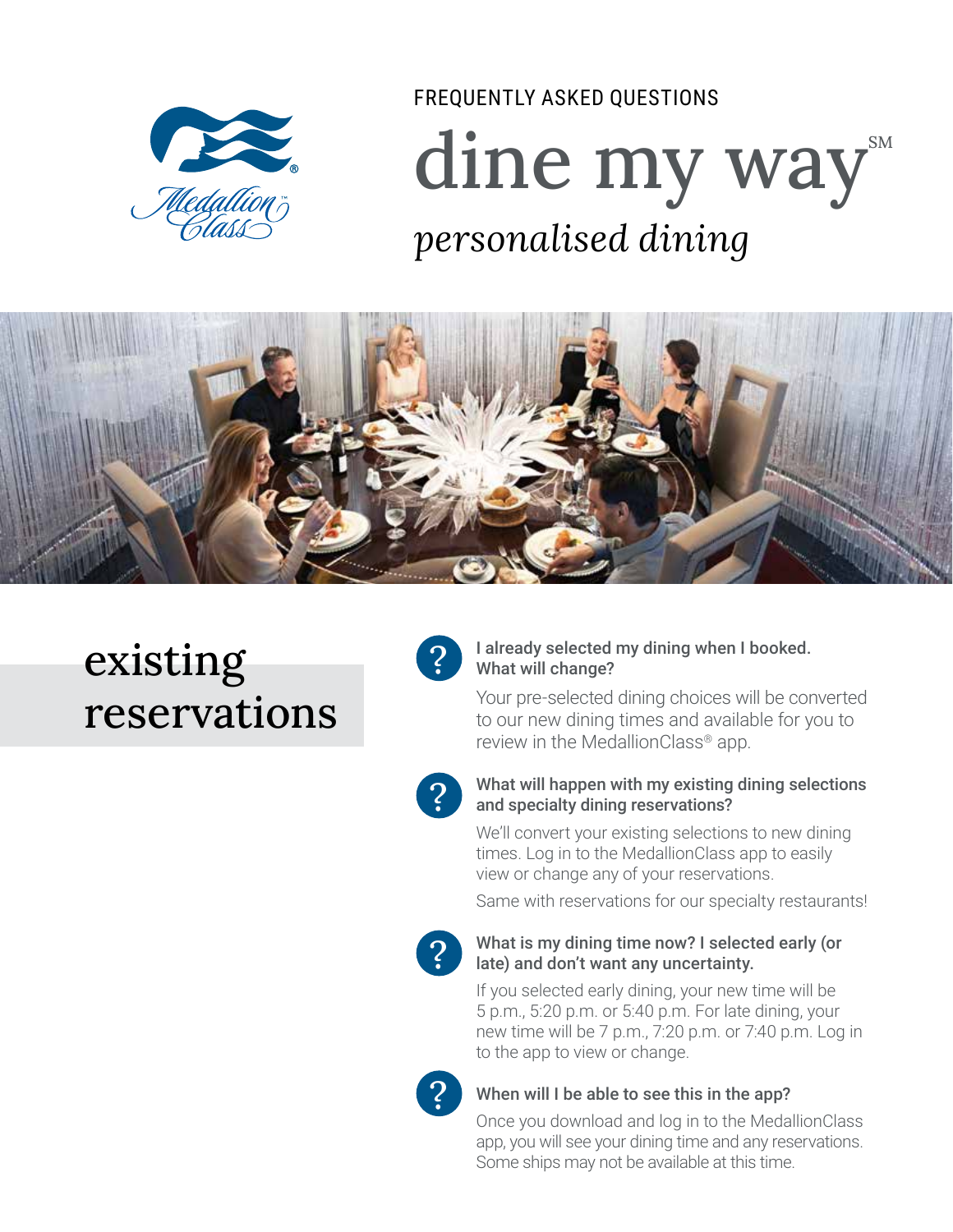FREQUENTLY ASKED QUESTIONS

# dine my way℠

*personalised dining*

## existing reservations

**I already selected my dining when I booked. What will change?**

Your pre-selected dining choices will be converted to our new dining times and available for you to review in the MedallionClass® app.

**What will happen with my existing dining selections and specialty dining reservations?**

We'll convert your existing selections to new dining times. Log in to the MedallionClass app to easily view or change any of your reservations.

Same with reservations for our specialty restaurants!

**What is my dining time now? I selected early (or late) and don't want any uncertainty.**

If you selected early dining, your new time will be 5 p.m., 5:20 p.m. or 5:40 p.m. For late dining, your new time will be 7 p.m., 7:20 p.m. or 7:40 p.m. Log in to the app to view or change.

**When will I be able to see this in the app?**

Once you download and log in to the MedallionClass app, you will see your dining time and any reservations. Some ships may not be available at this time.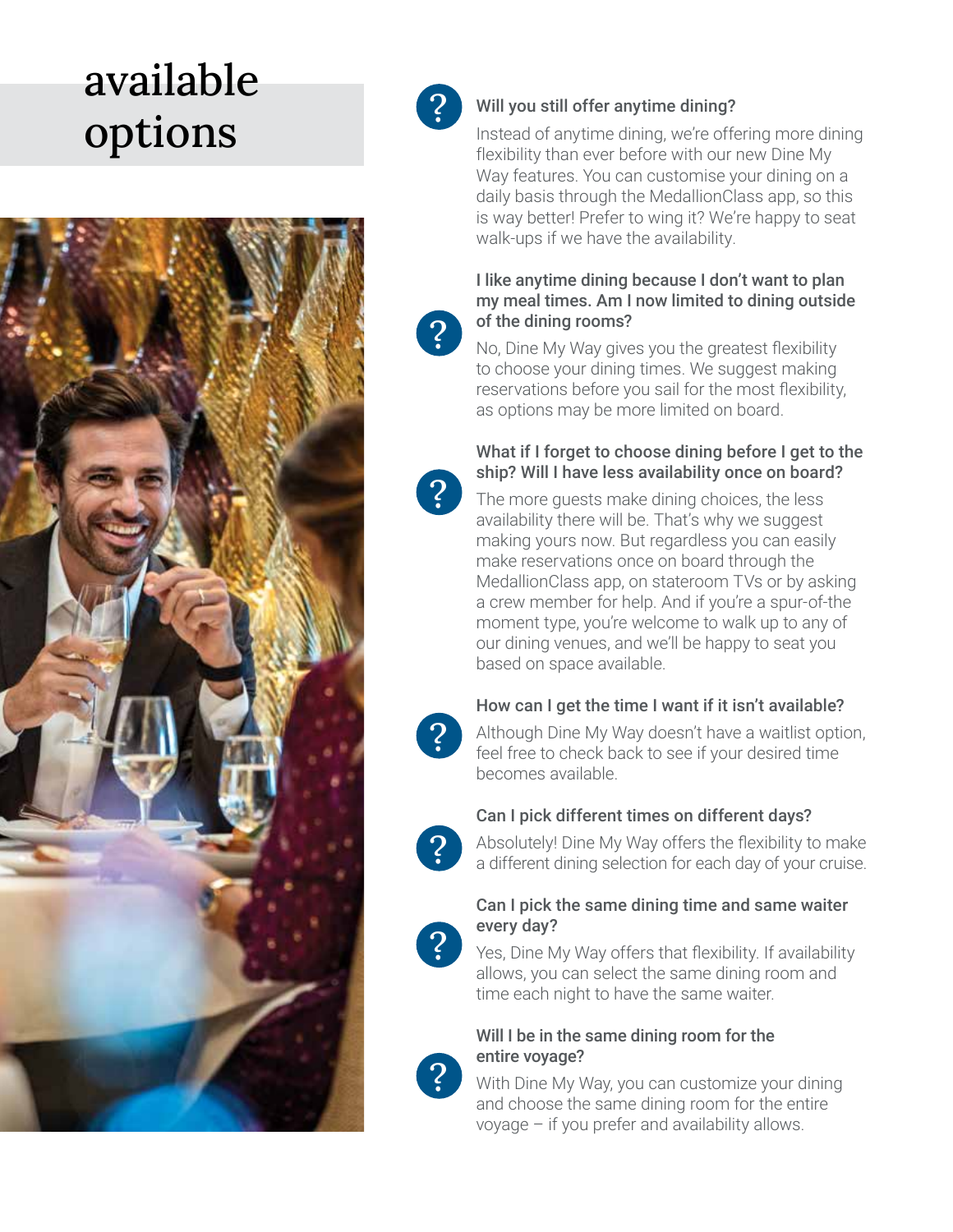# available options

**Will you still offer anytime dining?**

Instead of anytime dining, we're offering more dining flexibility than ever before with our new Dine My Way features. You can customise your dining on a daily basis through the MedallionClass app, so this is way better! Prefer to wing it? We're happy to seat walk-ups if we have the availability.

**I like anytime dining because I don't want to plan my meal times. Am I now limited to dining outside of the dining rooms?**

No, Dine My Way gives you the greatest flexibility to choose your dining times. We suggest making reservations before you sail for the most flexibility, as options may be more limited on board.

**What if I forget to choose dining before I get to the ship? Will I have less availability once on board?**

The more guests make dining choices, the less availability there will be. That's why we suggest making yours now. But regardless you can easily make reservations once on board through the MedallionClass app, on stateroom TVs or by asking a crew member for help. And if you're a spur-of-the moment type, you're welcome to walk up to any of our dining venues, and we'll be happy to seat you based on space available.

**How can I get the time I want if it isn't available?**

Although Dine My Way doesn't have a waitlist option, feel free to check back to see if your desired time becomes available.

**Can I pick different times on different days?**

Absolutely! Dine My Way offers the flexibility to make a different dining selection for each day of your cruise.

**Can I pick the same dining time and same waiter every day?**

Yes, Dine My Way offers that flexibility. If availability allows, you can select the same dining room and time each night to have the same waiter.

**Will I be in the same dining room for the entire voyage?**

With Dine My Way, you can customize your dining and choose the same dining room for the entire voyage – if you prefer and availability allows.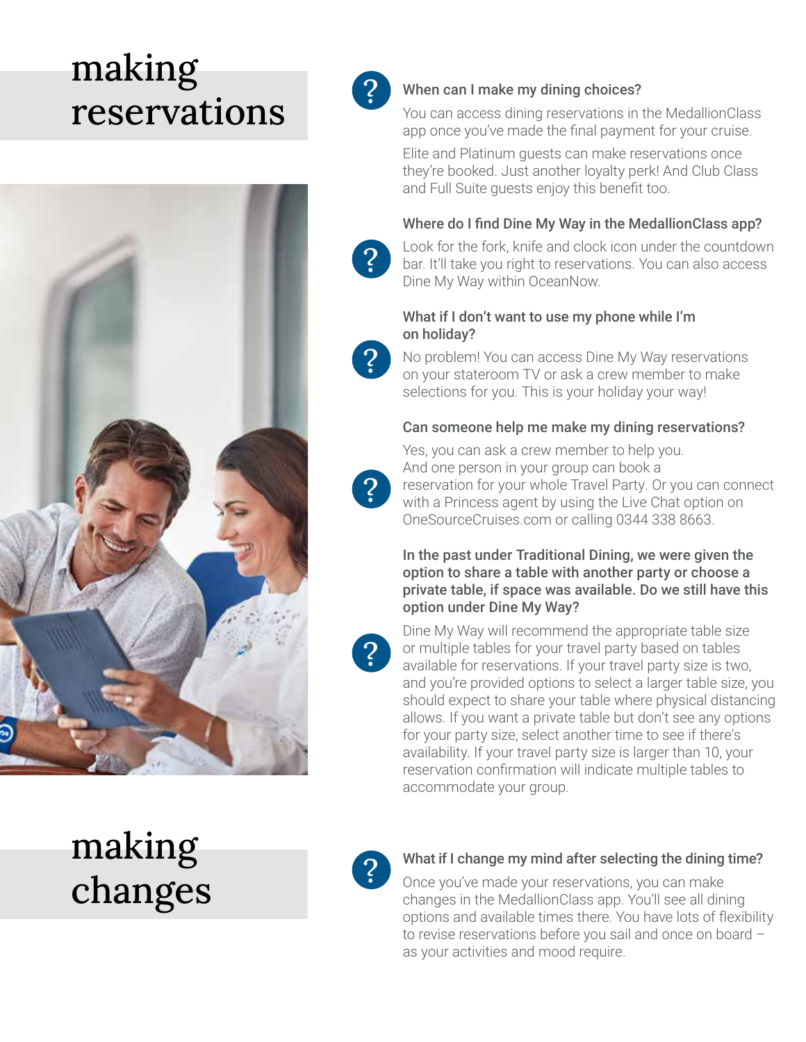# making reservations

### When can I make my dining choices?

You can access dining reservations in the MedallionClass app once you've made the final payment for your cruise.

Elite and Platinum guests can make reservations once they're booked. Just another loyalty perk! And Club Class and Full Suite guests enjoy this benefit too.

### Where do I find Dine My Way in the MedallionClass app?

Look for the fork, knife and clock icon under the countdown bar. It'll take you right to reservations. You can also access Dine My Way within OceanNow.

### What if I don't want to use my phone while I'm on holiday?

No problem! You can access Dine My Way reservations on your stateroom TV or ask a crew member to make selections for you. This is your holiday your way!

### Can someone help me make my dining reservations?

Yes, you can ask a crew member to help you. And one person in your group can book a reservation for your whole Travel Party. Or you can connect with a Princess agent by using the Live Chat option on OneSourceCruises.com or calling 0344 338 8663.

### In the past under Traditional Dining, we were given the option to share a table with another party or choose a private table, if space was available. Do we still have this option under Dine My Way?

Dine My Way will recommend the appropriate table size or multiple tables for your travel party based on tables available for reservations. If your travel party size is two, and you're provided options to select a larger table size, you should expect to share your table where physical distancing allows. If you want a private table but don't see any options for your party size, select another time to see if there's availability. If your travel party size is larger than 10, your reservation confirmation will indicate multiple tables to accommodate your group.

# making changes

### What if I change my mind after selecting the dining time?

Once you've made your reservations, you can make changes in the MedallionClass app. You'll see all dining options and available times there. You have lots of flexibility to revise reservations before you sail and once on board – as your activities and mood require.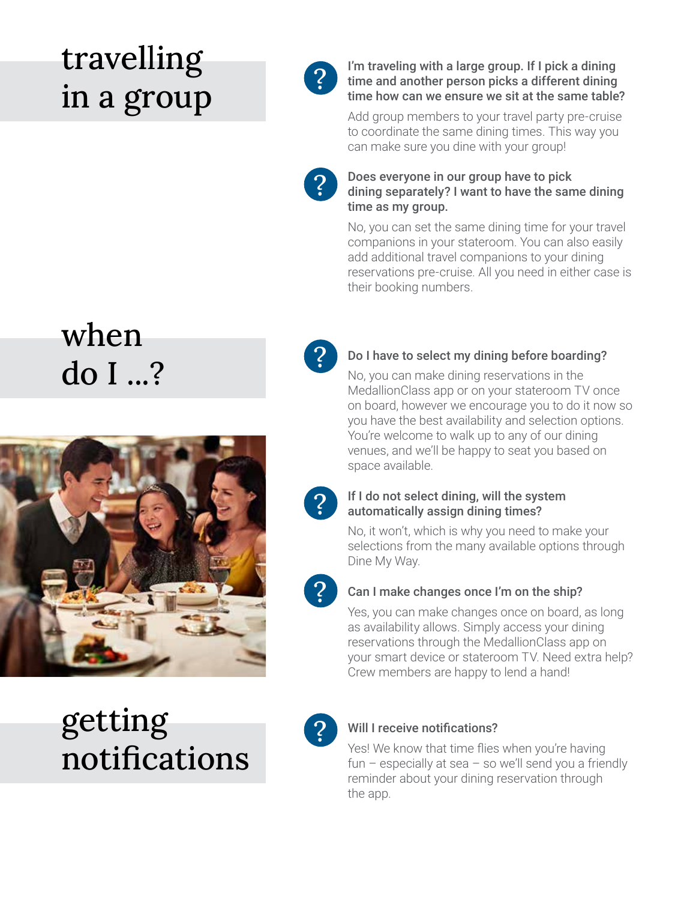## travelling in a group

**I'm traveling with a large group. If I pick a dining time and another person picks a different dining time how can we ensure we sit at the same table?**

Add group members to your travel party pre-cruise to coordinate the same dining times. This way you can make sure you dine with your group!

**Does everyone in our group have to pick dining separately? I want to have the same dining time as my group.**

No, you can set the same dining time for your travel companions in your stateroom. You can also easily add additional travel companions to your dining reservations pre-cruise. All you need in either case is their booking numbers.

## when do I ...?

**Do I have to select my dining before boarding?**

No, you can make dining reservations in the MedallionClass app or on your stateroom TV once on board, however we encourage you to do it now so you have the best availability and selection options. You're welcome to walk up to any of our dining venues, and we'll be happy to seat you based on space available.

**If I do not select dining, will the system automatically assign dining times?**

No, it won't, which is why you need to make your selections from the many available options through Dine My Way.

**Can I make changes once I'm on the ship?**

Yes, you can make changes once on board, as long as availability allows. Simply access your dining reservations through the MedallionClass app on your smart device or stateroom TV. Need extra help? Crew members are happy to lend a hand!

## getting notifications

**Will I receive notifications?**

Yes! We know that time flies when you're having fun – especially at sea – so we'll send you a friendly reminder about your dining reservation through the app.